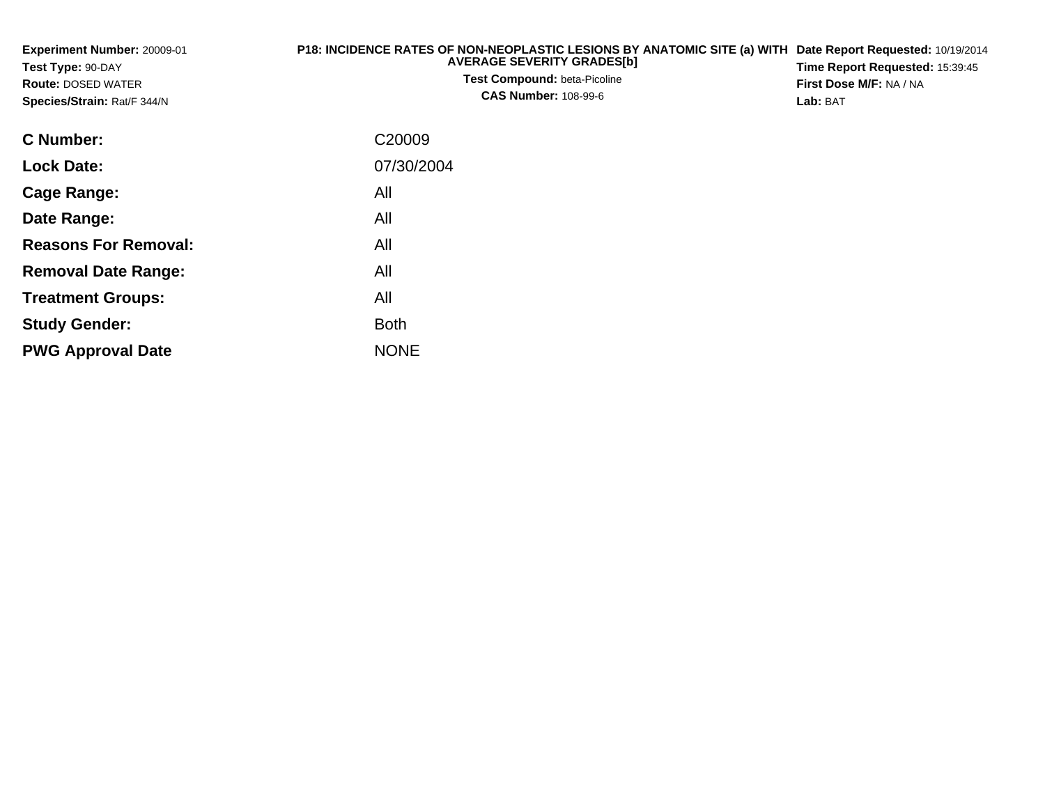**Experiment Number:** 20009-01
**Test Type:** 90-DAY
**Route:** DOSED WATER
**Species/Strain:** Rat/F 344/N

**P18: INCIDENCE RATES OF NON-NEOPLASTIC LESIONS BY ANATOMIC SITE (a) WITH AVERAGE SEVERITY GRADES[b]**
**Test Compound:** beta-Picoline
**CAS Number:** 108-99-6

**Date Report Requested:** 10/19/2014
**Time Report Requested:** 15:39:45
**First Dose M/F:** NA / NA
**Lab:** BAT

| | |
|---|---|
| **C Number:** | C20009 |
| **Lock Date:** | 07/30/2004 |
| **Cage Range:** | All |
| **Date Range:** | All |
| **Reasons For Removal:** | All |
| **Removal Date Range:** | All |
| **Treatment Groups:** | All |
| **Study Gender:** | Both |
| **PWG Approval Date** | NONE |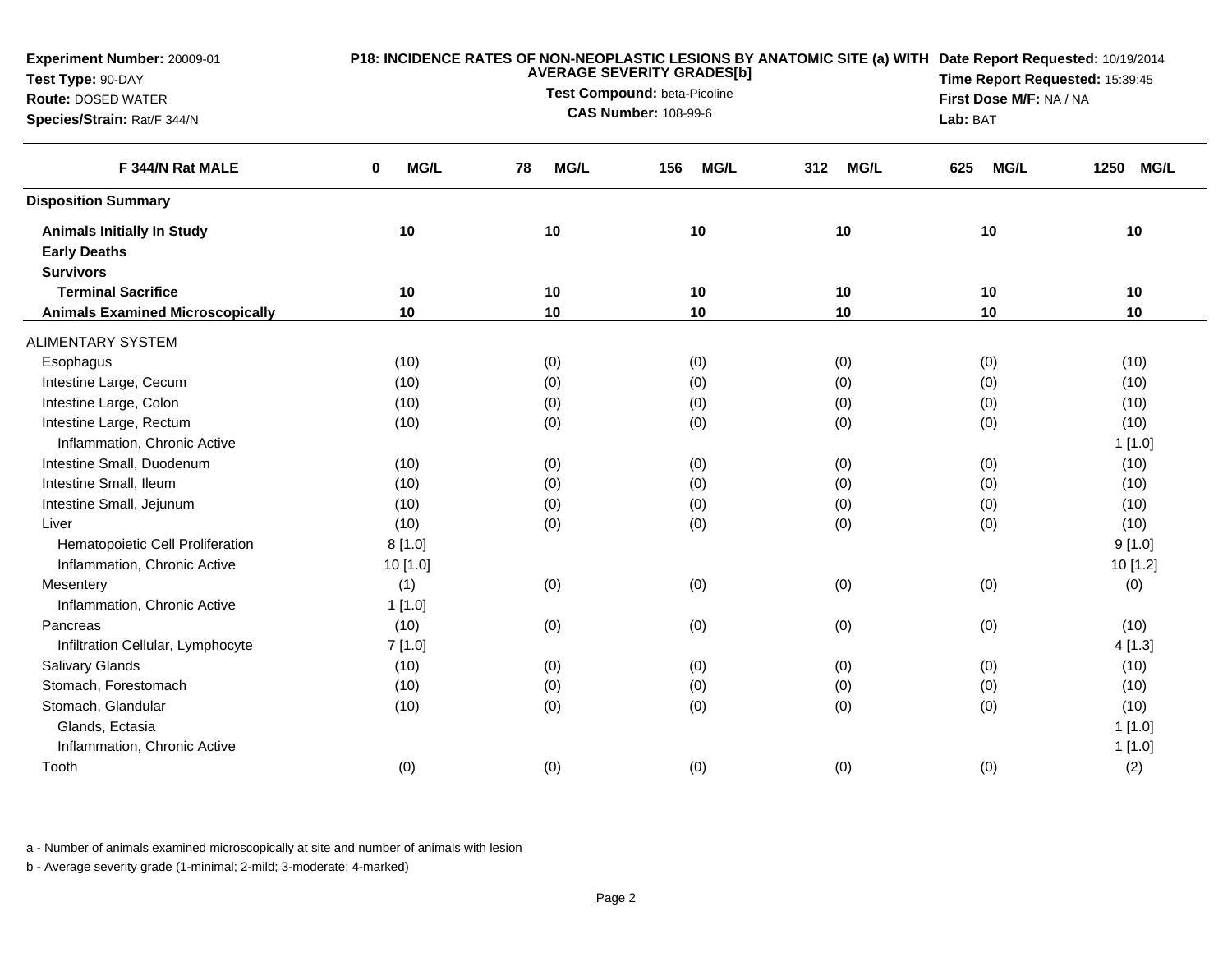**Experiment Number:** 20009-01
**Test Type:** 90-DAY
**Route:** DOSED WATER
**Species/Strain:** Rat/F 344/N

**P18: INCIDENCE RATES OF NON-NEOPLASTIC LESIONS BY ANATOMIC SITE (a) WITH AVERAGE SEVERITY GRADES[b]**
**Test Compound:** beta-Picoline
**CAS Number:** 108-99-6

**Date Report Requested:** 10/19/2014
**Time Report Requested:** 15:39:45
**First Dose M/F:** NA / NA
**Lab:** BAT

| F 344/N Rat MALE | 0 MG/L | 78 MG/L | 156 MG/L | 312 MG/L | 625 MG/L | 1250 MG/L |
|---|---|---|---|---|---|---|
| **Disposition Summary** | | | | | | |
| **Animals Initially In Study** | 10 | 10 | 10 | 10 | 10 | 10 |
| **Early Deaths** | | | | | | |
| **Survivors** | | | | | | |
| **Terminal Sacrifice** | 10 | 10 | 10 | 10 | 10 | 10 |
| **Animals Examined Microscopically** | 10 | 10 | 10 | 10 | 10 | 10 |
| ALIMENTARY SYSTEM | | | | | | |
| Esophagus | (10) | (0) | (0) | (0) | (0) | (10) |
| Intestine Large, Cecum | (10) | (0) | (0) | (0) | (0) | (10) |
| Intestine Large, Colon | (10) | (0) | (0) | (0) | (0) | (10) |
| Intestine Large, Rectum | (10) | (0) | (0) | (0) | (0) | (10) |
| Inflammation, Chronic Active | | | | | | 1 [1.0] |
| Intestine Small, Duodenum | (10) | (0) | (0) | (0) | (0) | (10) |
| Intestine Small, Ileum | (10) | (0) | (0) | (0) | (0) | (10) |
| Intestine Small, Jejunum | (10) | (0) | (0) | (0) | (0) | (10) |
| Liver | (10) | (0) | (0) | (0) | (0) | (10) |
| Hematopoietic Cell Proliferation | 8 [1.0] | | | | | 9 [1.0] |
| Inflammation, Chronic Active | 10 [1.0] | | | | | 10 [1.2] |
| Mesentery | (1) | (0) | (0) | (0) | (0) | (0) |
| Inflammation, Chronic Active | 1 [1.0] | | | | | |
| Pancreas | (10) | (0) | (0) | (0) | (0) | (10) |
| Infiltration Cellular, Lymphocyte | 7 [1.0] | | | | | 4 [1.3] |
| Salivary Glands | (10) | (0) | (0) | (0) | (0) | (10) |
| Stomach, Forestomach | (10) | (0) | (0) | (0) | (0) | (10) |
| Stomach, Glandular | (10) | (0) | (0) | (0) | (0) | (10) |
| Glands, Ectasia | | | | | | 1 [1.0] |
| Inflammation, Chronic Active | | | | | | 1 [1.0] |
| Tooth | (0) | (0) | (0) | (0) | (0) | (2) |

a - Number of animals examined microscopically at site and number of animals with lesion

b - Average severity grade (1-minimal; 2-mild; 3-moderate; 4-marked)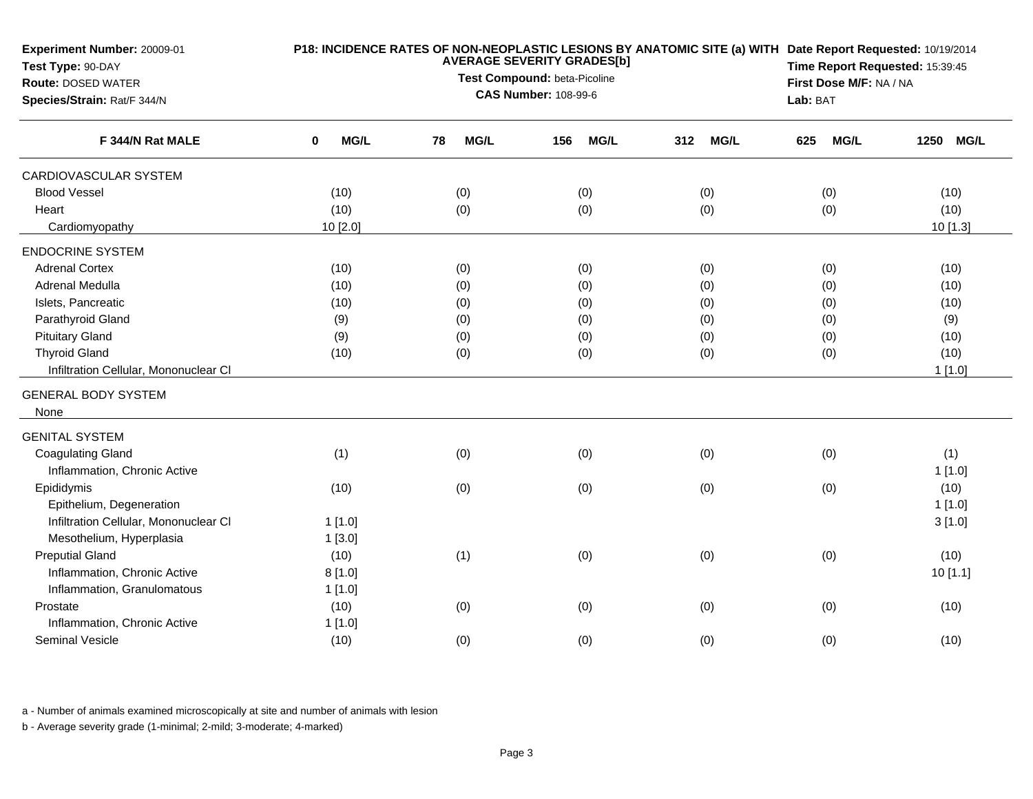**Experiment Number:** 20009-01
**Test Type:** 90-DAY
**Route:** DOSED WATER
**Species/Strain:** Rat/F 344/N

**P18: INCIDENCE RATES OF NON-NEOPLASTIC LESIONS BY ANATOMIC SITE (a) WITH AVERAGE SEVERITY GRADES[b]**
**Test Compound:** beta-Picoline
**CAS Number:** 108-99-6

**Date Report Requested:** 10/19/2014
**Time Report Requested:** 15:39:45
**First Dose M/F:** NA / NA
**Lab:** BAT

| F 344/N Rat MALE | 0 MG/L | 78 MG/L | 156 MG/L | 312 MG/L | 625 MG/L | 1250 MG/L |
|---|---|---|---|---|---|---|
| CARDIOVASCULAR SYSTEM | | | | | | |
| Blood Vessel | (10) | (0) | (0) | (0) | (0) | (10) |
| Heart | (10) | (0) | (0) | (0) | (0) | (10) |
| Cardiomyopathy | 10 [2.0] | | | | | 10 [1.3] |
| ENDOCRINE SYSTEM | | | | | | |
| Adrenal Cortex | (10) | (0) | (0) | (0) | (0) | (10) |
| Adrenal Medulla | (10) | (0) | (0) | (0) | (0) | (10) |
| Islets, Pancreatic | (10) | (0) | (0) | (0) | (0) | (10) |
| Parathyroid Gland | (9) | (0) | (0) | (0) | (0) | (9) |
| Pituitary Gland | (9) | (0) | (0) | (0) | (0) | (10) |
| Thyroid Gland | (10) | (0) | (0) | (0) | (0) | (10) |
| Infiltration Cellular, Mononuclear Cl | | | | | | 1 [1.0] |
| GENERAL BODY SYSTEM | | | | | | |
| None | | | | | | |
| GENITAL SYSTEM | | | | | | |
| Coagulating Gland | (1) | (0) | (0) | (0) | (0) | (1) |
| Inflammation, Chronic Active | | | | | | 1 [1.0] |
| Epididymis | (10) | (0) | (0) | (0) | (0) | (10) |
| Epithelium, Degeneration | | | | | | 1 [1.0] |
| Infiltration Cellular, Mononuclear Cl | 1 [1.0] | | | | | 3 [1.0] |
| Mesothelium, Hyperplasia | 1 [3.0] | | | | | |
| Preputial Gland | (10) | (1) | (0) | (0) | (0) | (10) |
| Inflammation, Chronic Active | 8 [1.0] | | | | | 10 [1.1] |
| Inflammation, Granulomatous | 1 [1.0] | | | | | |
| Prostate | (10) | (0) | (0) | (0) | (0) | (10) |
| Inflammation, Chronic Active | 1 [1.0] | | | | | |
| Seminal Vesicle | (10) | (0) | (0) | (0) | (0) | (10) |

a - Number of animals examined microscopically at site and number of animals with lesion

b - Average severity grade (1-minimal; 2-mild; 3-moderate; 4-marked)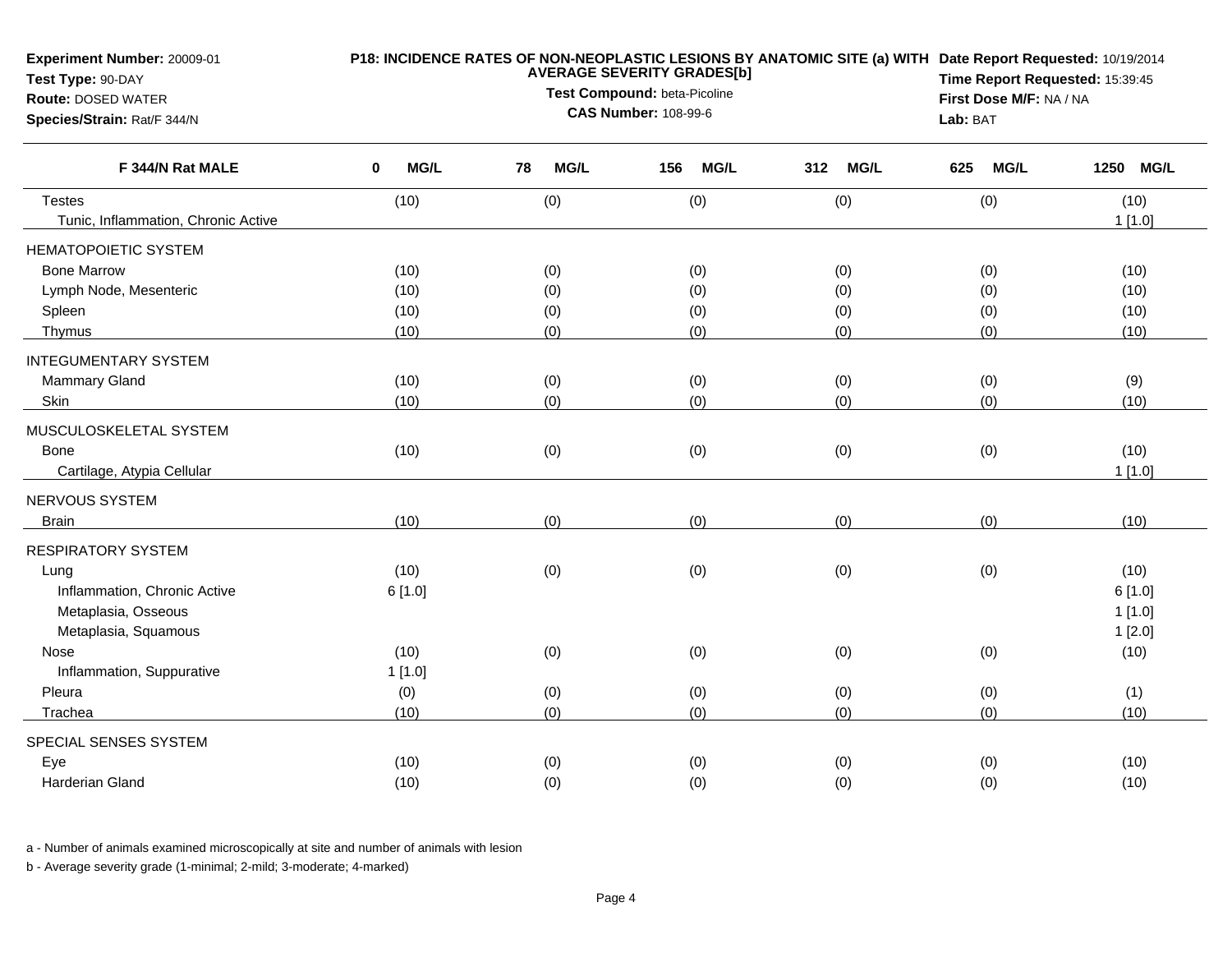**Experiment Number:** 20009-01
**Test Type:** 90-DAY
**Route:** DOSED WATER
**Species/Strain:** Rat/F 344/N

**P18: INCIDENCE RATES OF NON-NEOPLASTIC LESIONS BY ANATOMIC SITE (a) WITH AVERAGE SEVERITY GRADES[b]**
**Test Compound:** beta-Picoline
**CAS Number:** 108-99-6

**Date Report Requested:** 10/19/2014
**Time Report Requested:** 15:39:45
**First Dose M/F:** NA / NA
**Lab:** BAT

| F 344/N Rat MALE | 0 MG/L | 78 MG/L | 156 MG/L | 312 MG/L | 625 MG/L | 1250 MG/L |
|---|---|---|---|---|---|---|
| Testes | (10) | (0) | (0) | (0) | (0) | (10) |
| Tunic, Inflammation, Chronic Active | | | | | | 1 [1.0] |
| HEMATOPOIETIC SYSTEM | | | | | | |
| Bone Marrow | (10) | (0) | (0) | (0) | (0) | (10) |
| Lymph Node, Mesenteric | (10) | (0) | (0) | (0) | (0) | (10) |
| Spleen | (10) | (0) | (0) | (0) | (0) | (10) |
| Thymus | (10) | (0) | (0) | (0) | (0) | (10) |
| INTEGUMENTARY SYSTEM | | | | | | |
| Mammary Gland | (10) | (0) | (0) | (0) | (0) | (9) |
| Skin | (10) | (0) | (0) | (0) | (0) | (10) |
| MUSCULOSKELETAL SYSTEM | | | | | | |
| Bone | (10) | (0) | (0) | (0) | (0) | (10) |
| Cartilage, Atypia Cellular | | | | | | 1 [1.0] |
| NERVOUS SYSTEM | | | | | | |
| Brain | (10) | (0) | (0) | (0) | (0) | (10) |
| RESPIRATORY SYSTEM | | | | | | |
| Lung | (10) | (0) | (0) | (0) | (0) | (10) |
| Inflammation, Chronic Active | 6 [1.0] | | | | | 6 [1.0] |
| Metaplasia, Osseous | | | | | | 1 [1.0] |
| Metaplasia, Squamous | | | | | | 1 [2.0] |
| Nose | (10) | (0) | (0) | (0) | (0) | (10) |
| Inflammation, Suppurative | 1 [1.0] | | | | | |
| Pleura | (0) | (0) | (0) | (0) | (0) | (1) |
| Trachea | (10) | (0) | (0) | (0) | (0) | (10) |
| SPECIAL SENSES SYSTEM | | | | | | |
| Eye | (10) | (0) | (0) | (0) | (0) | (10) |
| Harderian Gland | (10) | (0) | (0) | (0) | (0) | (10) |

a - Number of animals examined microscopically at site and number of animals with lesion

b - Average severity grade (1-minimal; 2-mild; 3-moderate; 4-marked)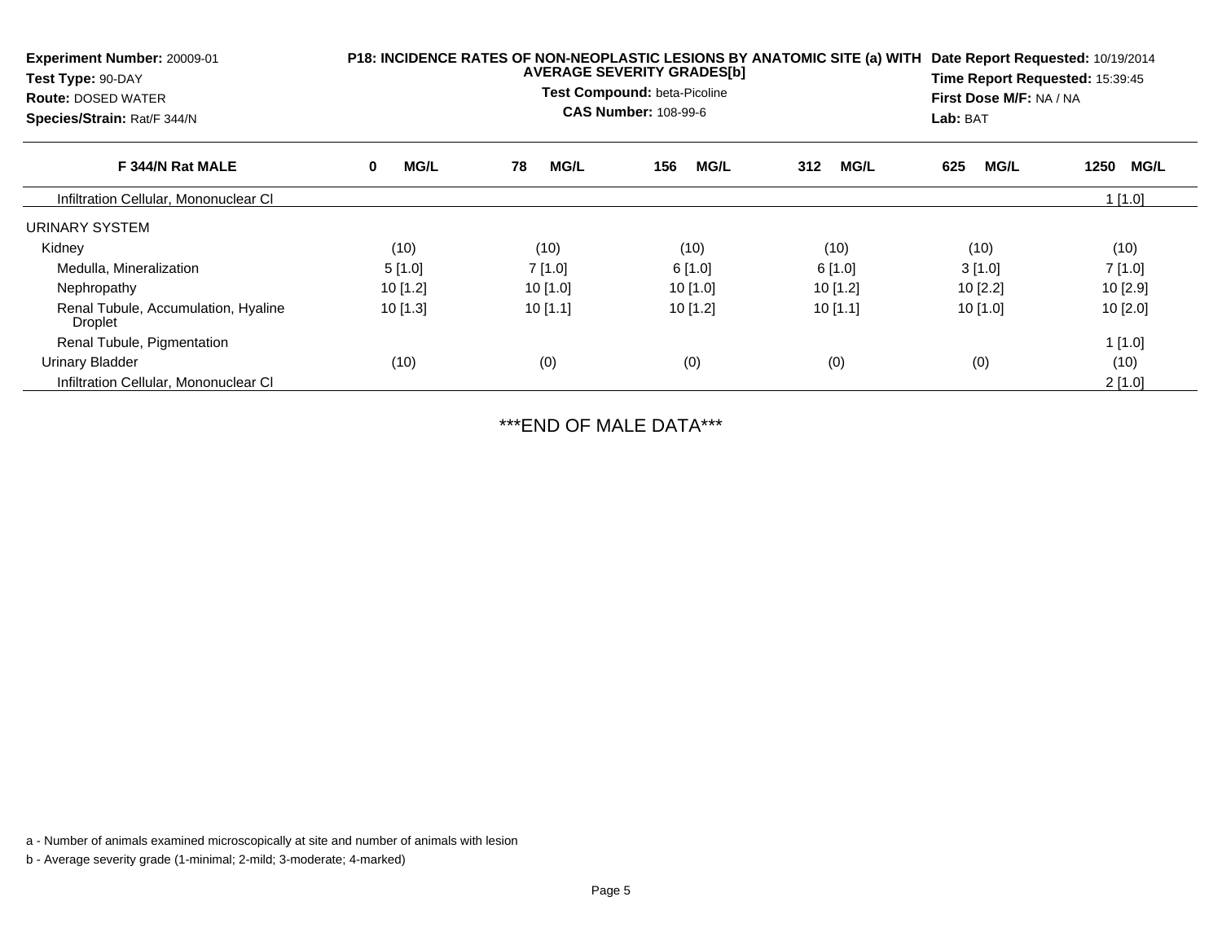**Experiment Number:** 20009-01
**Test Type:** 90-DAY
**Route:** DOSED WATER
**Species/Strain:** Rat/F 344/N

**P18: INCIDENCE RATES OF NON-NEOPLASTIC LESIONS BY ANATOMIC SITE (a) WITH AVERAGE SEVERITY GRADES[b]**
**Test Compound:** beta-Picoline
**CAS Number:** 108-99-6

**Date Report Requested:** 10/19/2014
**Time Report Requested:** 15:39:45
**First Dose M/F:** NA / NA
**Lab:** BAT

| F 344/N Rat MALE | 0 MG/L | 78 MG/L | 156 MG/L | 312 MG/L | 625 MG/L | 1250 MG/L |
|---|---|---|---|---|---|---|
| Infiltration Cellular, Mononuclear Cl | | | | | | 1 [1.0] |
| URINARY SYSTEM | | | | | | |
| Kidney | (10) | (10) | (10) | (10) | (10) | (10) |
| Medulla, Mineralization | 5 [1.0] | 7 [1.0] | 6 [1.0] | 6 [1.0] | 3 [1.0] | 7 [1.0] |
| Nephropathy | 10 [1.2] | 10 [1.0] | 10 [1.0] | 10 [1.2] | 10 [2.2] | 10 [2.9] |
| Renal Tubule, Accumulation, Hyaline Droplet | 10 [1.3] | 10 [1.1] | 10 [1.2] | 10 [1.1] | 10 [1.0] | 10 [2.0] |
| Renal Tubule, Pigmentation | | | | | | 1 [1.0] |
| Urinary Bladder | (10) | (0) | (0) | (0) | (0) | (10) |
| Infiltration Cellular, Mononuclear Cl | | | | | | 2 [1.0] |

***END OF MALE DATA***

a - Number of animals examined microscopically at site and number of animals with lesion

b - Average severity grade (1-minimal; 2-mild; 3-moderate; 4-marked)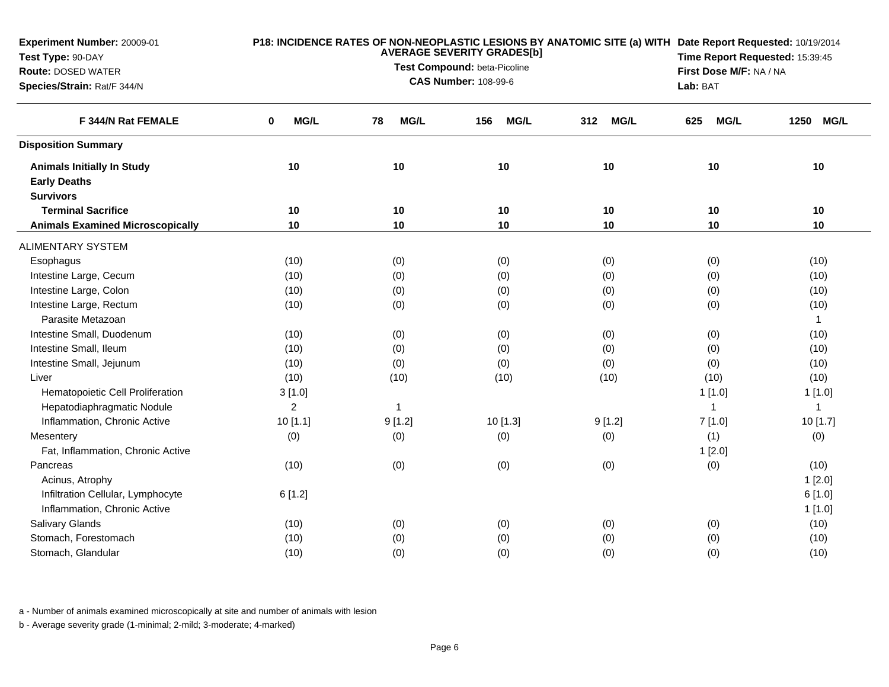**Experiment Number:** 20009-01
**Test Type:** 90-DAY
**Route:** DOSED WATER
**Species/Strain:** Rat/F 344/N

**P18: INCIDENCE RATES OF NON-NEOPLASTIC LESIONS BY ANATOMIC SITE (a) WITH AVERAGE SEVERITY GRADES[b]**
**Test Compound:** beta-Picoline
**CAS Number:** 108-99-6

**Date Report Requested:** 10/19/2014
**Time Report Requested:** 15:39:45
**First Dose M/F:** NA / NA
**Lab:** BAT

| F 344/N Rat FEMALE | 0 MG/L | 78 MG/L | 156 MG/L | 312 MG/L | 625 MG/L | 1250 MG/L |
|---|---|---|---|---|---|---|
| **Disposition Summary** | | | | | | |
| **Animals Initially In Study** | 10 | 10 | 10 | 10 | 10 | 10 |
| **Early Deaths** | | | | | | |
| **Survivors** | | | | | | |
| **Terminal Sacrifice** | 10 | 10 | 10 | 10 | 10 | 10 |
| **Animals Examined Microscopically** | 10 | 10 | 10 | 10 | 10 | 10 |
| ALIMENTARY SYSTEM | | | | | | |
| Esophagus | (10) | (0) | (0) | (0) | (0) | (10) |
| Intestine Large, Cecum | (10) | (0) | (0) | (0) | (0) | (10) |
| Intestine Large, Colon | (10) | (0) | (0) | (0) | (0) | (10) |
| Intestine Large, Rectum | (10) | (0) | (0) | (0) | (0) | (10) |
| Parasite Metazoan | | | | | | 1 |
| Intestine Small, Duodenum | (10) | (0) | (0) | (0) | (0) | (10) |
| Intestine Small, Ileum | (10) | (0) | (0) | (0) | (0) | (10) |
| Intestine Small, Jejunum | (10) | (0) | (0) | (0) | (0) | (10) |
| Liver | (10) | (10) | (10) | (10) | (10) | (10) |
| Hematopoietic Cell Proliferation | 3 [1.0] | | | | 1 [1.0] | 1 [1.0] |
| Hepatodiaphragmatic Nodule | 2 | 1 | | | 1 | 1 |
| Inflammation, Chronic Active | 10 [1.1] | 9 [1.2] | 10 [1.3] | 9 [1.2] | 7 [1.0] | 10 [1.7] |
| Mesentery | (0) | (0) | (0) | (0) | (1) | (0) |
| Fat, Inflammation, Chronic Active | | | | | 1 [2.0] | |
| Pancreas | (10) | (0) | (0) | (0) | (0) | (10) |
| Acinus, Atrophy | | | | | | 1 [2.0] |
| Infiltration Cellular, Lymphocyte | 6 [1.2] | | | | | 6 [1.0] |
| Inflammation, Chronic Active | | | | | | 1 [1.0] |
| Salivary Glands | (10) | (0) | (0) | (0) | (0) | (10) |
| Stomach, Forestomach | (10) | (0) | (0) | (0) | (0) | (10) |
| Stomach, Glandular | (10) | (0) | (0) | (0) | (0) | (10) |

a - Number of animals examined microscopically at site and number of animals with lesion

b - Average severity grade (1-minimal; 2-mild; 3-moderate; 4-marked)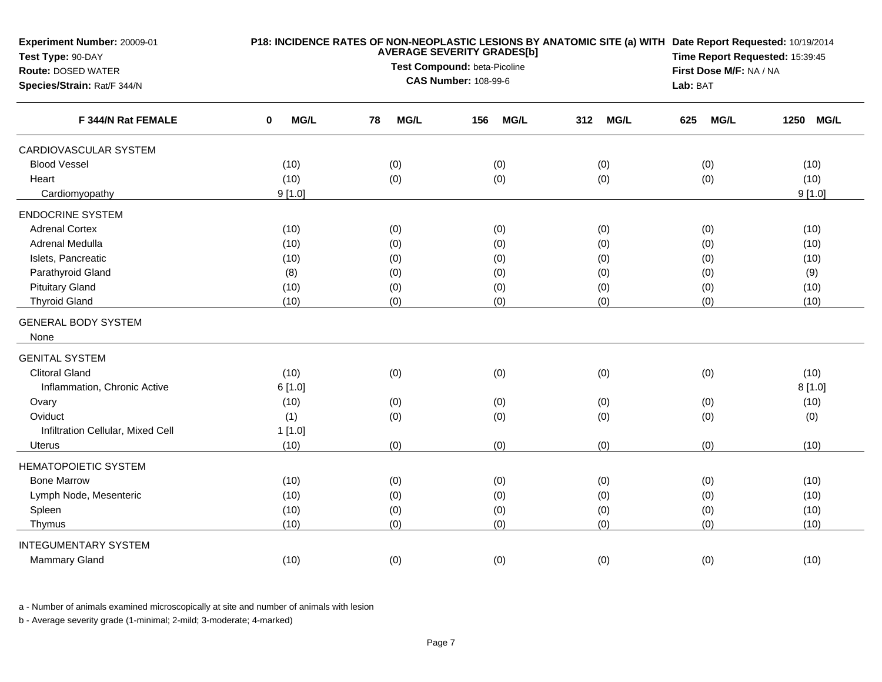**Experiment Number:** 20009-01
**Test Type:** 90-DAY
**Route:** DOSED WATER
**Species/Strain:** Rat/F 344/N

**P18: INCIDENCE RATES OF NON-NEOPLASTIC LESIONS BY ANATOMIC SITE (a) WITH AVERAGE SEVERITY GRADES[b]**
**Test Compound:** beta-Picoline
**CAS Number:** 108-99-6

**Date Report Requested:** 10/19/2014
**Time Report Requested:** 15:39:45
**First Dose M/F:** NA / NA
**Lab:** BAT

| F 344/N Rat FEMALE | 0 MG/L | 78 MG/L | 156 MG/L | 312 MG/L | 625 MG/L | 1250 MG/L |
|---|---|---|---|---|---|---|
| CARDIOVASCULAR SYSTEM | | | | | | |
| Blood Vessel | (10) | (0) | (0) | (0) | (0) | (10) |
| Heart | (10) | (0) | (0) | (0) | (0) | (10) |
| Cardiomyopathy | 9 [1.0] | | | | | 9 [1.0] |
| ENDOCRINE SYSTEM | | | | | | |
| Adrenal Cortex | (10) | (0) | (0) | (0) | (0) | (10) |
| Adrenal Medulla | (10) | (0) | (0) | (0) | (0) | (10) |
| Islets, Pancreatic | (10) | (0) | (0) | (0) | (0) | (10) |
| Parathyroid Gland | (8) | (0) | (0) | (0) | (0) | (9) |
| Pituitary Gland | (10) | (0) | (0) | (0) | (0) | (10) |
| Thyroid Gland | (10) | (0) | (0) | (0) | (0) | (10) |
| GENERAL BODY SYSTEM | | | | | | |
| None | | | | | | |
| GENITAL SYSTEM | | | | | | |
| Clitoral Gland | (10) | (0) | (0) | (0) | (0) | (10) |
| Inflammation, Chronic Active | 6 [1.0] | | | | | 8 [1.0] |
| Ovary | (10) | (0) | (0) | (0) | (0) | (10) |
| Oviduct | (1) | (0) | (0) | (0) | (0) | (0) |
| Infiltration Cellular, Mixed Cell | 1 [1.0] | | | | | |
| Uterus | (10) | (0) | (0) | (0) | (0) | (10) |
| HEMATOPOIETIC SYSTEM | | | | | | |
| Bone Marrow | (10) | (0) | (0) | (0) | (0) | (10) |
| Lymph Node, Mesenteric | (10) | (0) | (0) | (0) | (0) | (10) |
| Spleen | (10) | (0) | (0) | (0) | (0) | (10) |
| Thymus | (10) | (0) | (0) | (0) | (0) | (10) |
| INTEGUMENTARY SYSTEM | | | | | | |
| Mammary Gland | (10) | (0) | (0) | (0) | (0) | (10) |

a - Number of animals examined microscopically at site and number of animals with lesion

b - Average severity grade (1-minimal; 2-mild; 3-moderate; 4-marked)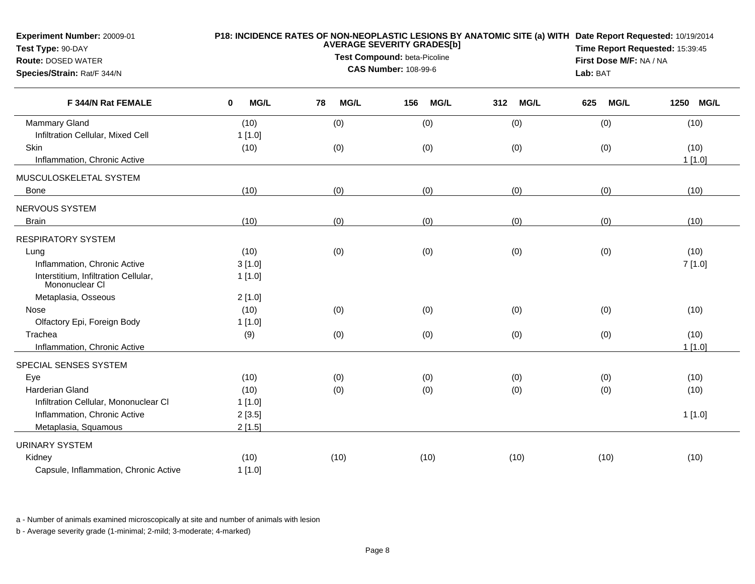**Experiment Number:** 20009-01
**Test Type:** 90-DAY
**Route:** DOSED WATER
**Species/Strain:** Rat/F 344/N

**P18: INCIDENCE RATES OF NON-NEOPLASTIC LESIONS BY ANATOMIC SITE (a) WITH AVERAGE SEVERITY GRADES[b]**
**Test Compound:** beta-Picoline
**CAS Number:** 108-99-6

**Date Report Requested:** 10/19/2014
**Time Report Requested:** 15:39:45
**First Dose M/F:** NA / NA
**Lab:** BAT

| F 344/N Rat FEMALE | 0 MG/L | 78 MG/L | 156 MG/L | 312 MG/L | 625 MG/L | 1250 MG/L |
|---|---|---|---|---|---|---|
| Mammary Gland | (10) | (0) | (0) | (0) | (0) | (10) |
| Infiltration Cellular, Mixed Cell | 1 [1.0] | | | | | |
| Skin | (10) | (0) | (0) | (0) | (0) | (10) |
| Inflammation, Chronic Active | | | | | | 1 [1.0] |
| MUSCULOSKELETAL SYSTEM | | | | | | |
| Bone | (10) | (0) | (0) | (0) | (0) | (10) |
| NERVOUS SYSTEM | | | | | | |
| Brain | (10) | (0) | (0) | (0) | (0) | (10) |
| RESPIRATORY SYSTEM | | | | | | |
| Lung | (10) | (0) | (0) | (0) | (0) | (10) |
| Inflammation, Chronic Active | 3 [1.0] | | | | | 7 [1.0] |
| Interstitium, Infiltration Cellular, Mononuclear Cl | 1 [1.0] | | | | | |
| Metaplasia, Osseous | 2 [1.0] | | | | | |
| Nose | (10) | (0) | (0) | (0) | (0) | (10) |
| Olfactory Epi, Foreign Body | 1 [1.0] | | | | | |
| Trachea | (9) | (0) | (0) | (0) | (0) | (10) |
| Inflammation, Chronic Active | | | | | | 1 [1.0] |
| SPECIAL SENSES SYSTEM | | | | | | |
| Eye | (10) | (0) | (0) | (0) | (0) | (10) |
| Harderian Gland | (10) | (0) | (0) | (0) | (0) | (10) |
| Infiltration Cellular, Mononuclear Cl | 1 [1.0] | | | | | |
| Inflammation, Chronic Active | 2 [3.5] | | | | | 1 [1.0] |
| Metaplasia, Squamous | 2 [1.5] | | | | | |
| URINARY SYSTEM | | | | | | |
| Kidney | (10) | (10) | (10) | (10) | (10) | (10) |
| Capsule, Inflammation, Chronic Active | 1 [1.0] | | | | | |

a - Number of animals examined microscopically at site and number of animals with lesion

b - Average severity grade (1-minimal; 2-mild; 3-moderate; 4-marked)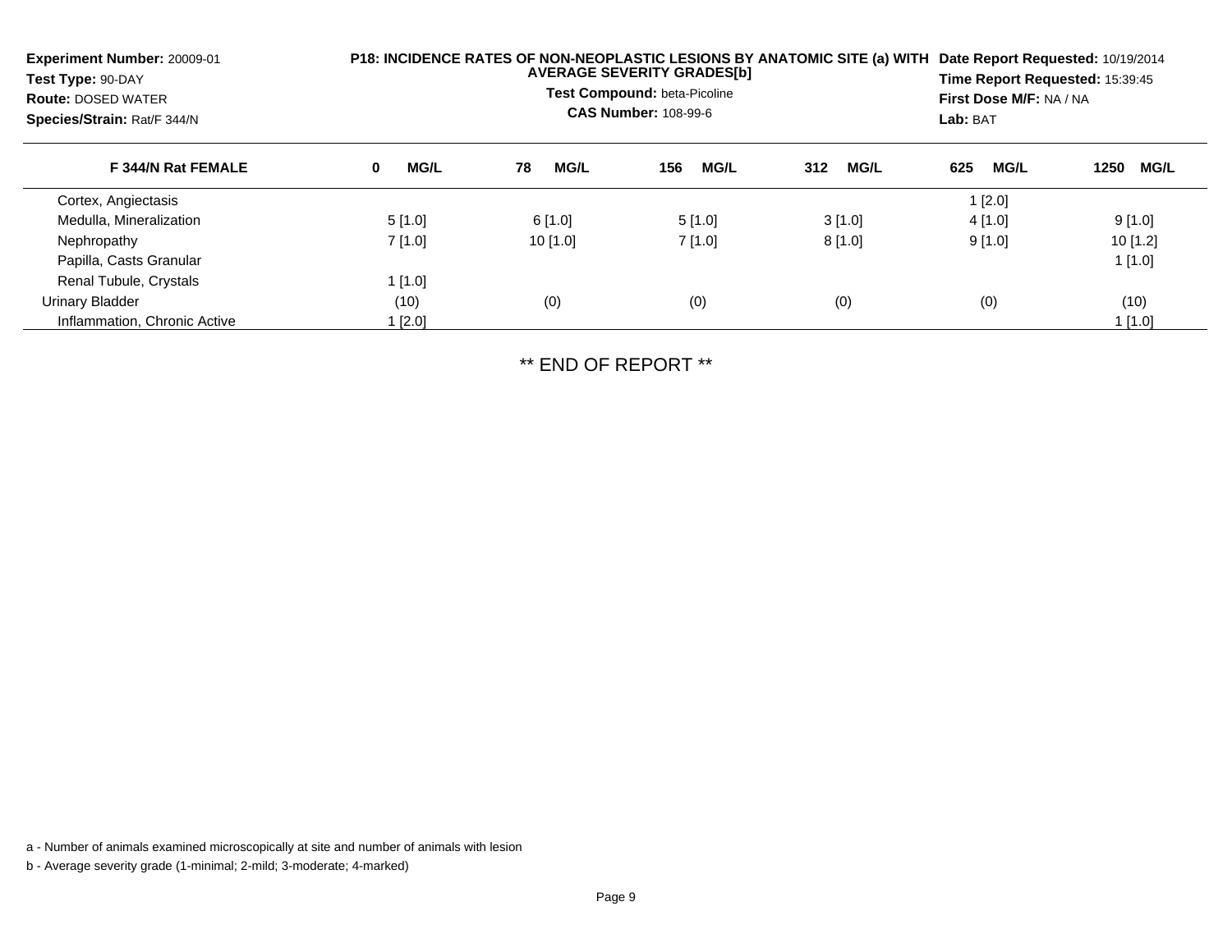**Experiment Number:** 20009-01
**Test Type:** 90-DAY
**Route:** DOSED WATER
**Species/Strain:** Rat/F 344/N

**P18: INCIDENCE RATES OF NON-NEOPLASTIC LESIONS BY ANATOMIC SITE (a) WITH AVERAGE SEVERITY GRADES[b]**
**Test Compound:** beta-Picoline
**CAS Number:** 108-99-6

**Date Report Requested:** 10/19/2014
**Time Report Requested:** 15:39:45
**First Dose M/F:** NA / NA
**Lab:** BAT

| F 344/N Rat FEMALE | 0 MG/L | 78 MG/L | 156 MG/L | 312 MG/L | 625 MG/L | 1250 MG/L |
|---|---|---|---|---|---|---|
| Cortex, Angiectasis | | | | | 1 [2.0] | |
| Medulla, Mineralization | 5 [1.0] | 6 [1.0] | 5 [1.0] | 3 [1.0] | 4 [1.0] | 9 [1.0] |
| Nephropathy | 7 [1.0] | 10 [1.0] | 7 [1.0] | 8 [1.0] | 9 [1.0] | 10 [1.2] |
| Papilla, Casts Granular | | | | | | 1 [1.0] |
| Renal Tubule, Crystals | 1 [1.0] | | | | | |
| Urinary Bladder | (10) | (0) | (0) | (0) | (0) | (10) |
| Inflammation, Chronic Active | 1 [2.0] | | | | | 1 [1.0] |

** END OF REPORT **

a - Number of animals examined microscopically at site and number of animals with lesion

b - Average severity grade (1-minimal; 2-mild; 3-moderate; 4-marked)